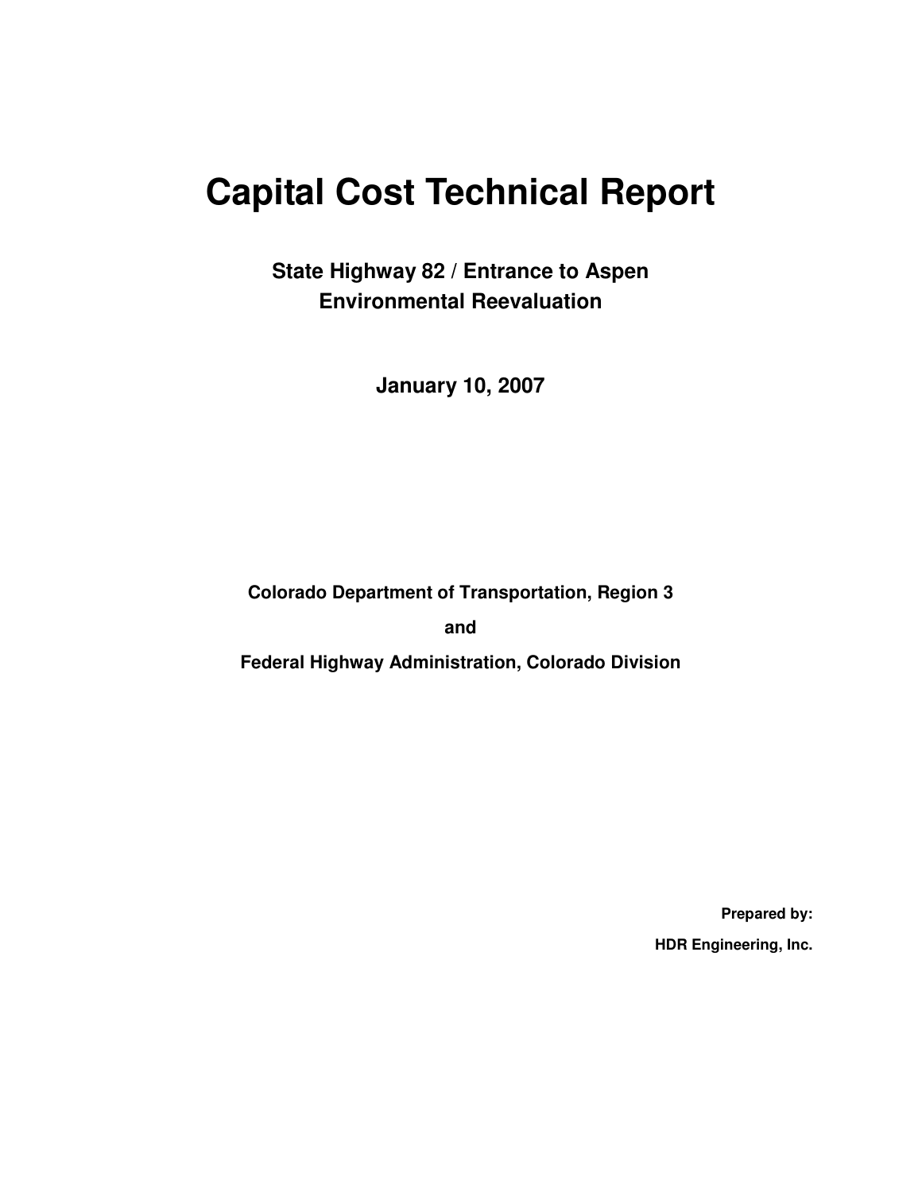# Capital Cost Technical Report

## State Highway 82 / Entrance to Aspen
## Environmental Reevaluation

**January 10, 2007**

**Colorado Department of Transportation, Region 3**

**and**

**Federal Highway Administration, Colorado Division**

**Prepared by:**

**HDR Engineering, Inc.**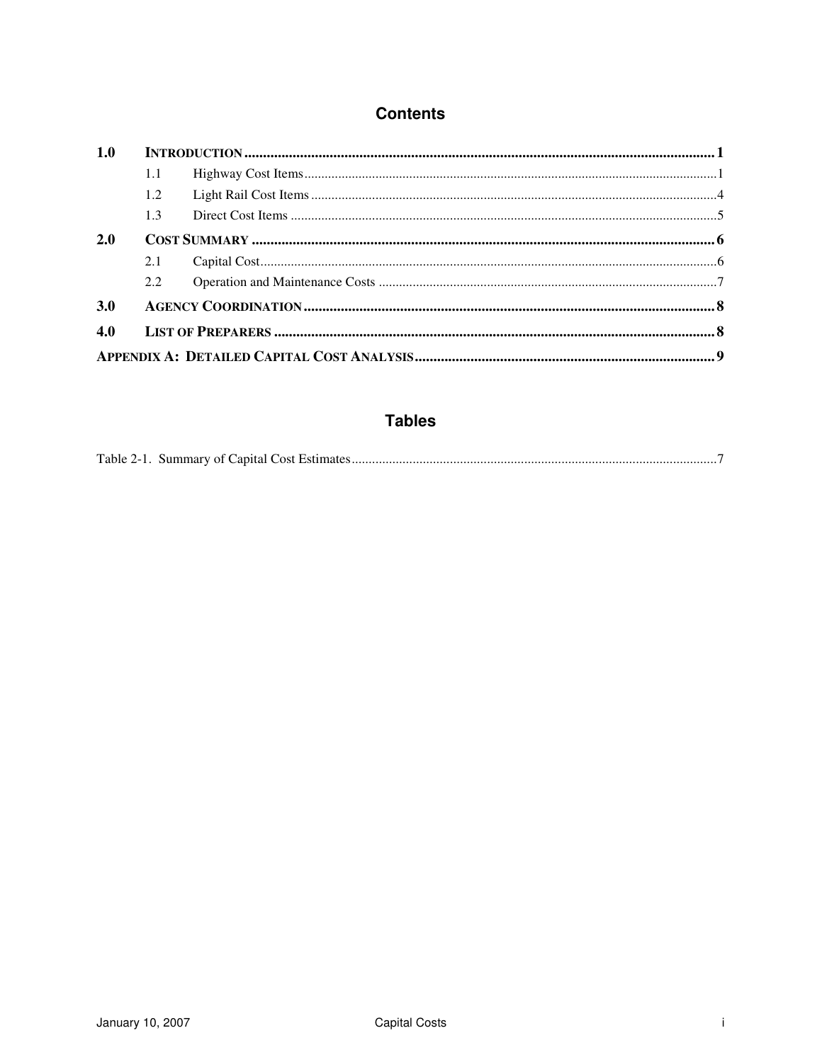# Contents

| | | | |
|---|---|---|---|
| **1.0** | **INTRODUCTION** | | **1** |
| | 1.1 | Highway Cost Items | 1 |
| | 1.2 | Light Rail Cost Items | 4 |
| | 1.3 | Direct Cost Items | 5 |
| **2.0** | **COST SUMMARY** | | **6** |
| | 2.1 | Capital Cost | 6 |
| | 2.2 | Operation and Maintenance Costs | 7 |
| **3.0** | **AGENCY COORDINATION** | | **8** |
| **4.0** | **LIST OF PREPARERS** | | **8** |
| **APPENDIX A: DETAILED CAPITAL COST ANALYSIS** | | | **9** |

# Tables

Table 2-1. Summary of Capital Cost Estimates ... 7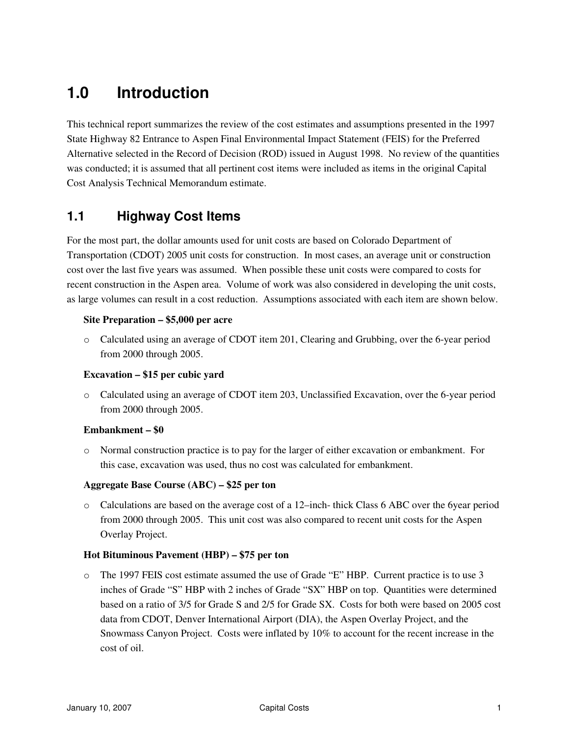# 1.0 Introduction

This technical report summarizes the review of the cost estimates and assumptions presented in the 1997 State Highway 82 Entrance to Aspen Final Environmental Impact Statement (FEIS) for the Preferred Alternative selected in the Record of Decision (ROD) issued in August 1998. No review of the quantities was conducted; it is assumed that all pertinent cost items were included as items in the original Capital Cost Analysis Technical Memorandum estimate.

## 1.1 Highway Cost Items

For the most part, the dollar amounts used for unit costs are based on Colorado Department of Transportation (CDOT) 2005 unit costs for construction. In most cases, an average unit or construction cost over the last five years was assumed. When possible these unit costs were compared to costs for recent construction in the Aspen area. Volume of work was also considered in developing the unit costs, as large volumes can result in a cost reduction. Assumptions associated with each item are shown below.

**Site Preparation – $5,000 per acre**

- Calculated using an average of CDOT item 201, Clearing and Grubbing, over the 6-year period from 2000 through 2005.

**Excavation – $15 per cubic yard**

- Calculated using an average of CDOT item 203, Unclassified Excavation, over the 6-year period from 2000 through 2005.

**Embankment – $0**

- Normal construction practice is to pay for the larger of either excavation or embankment. For this case, excavation was used, thus no cost was calculated for embankment.

**Aggregate Base Course (ABC) – $25 per ton**

- Calculations are based on the average cost of a 12–inch- thick Class 6 ABC over the 6year period from 2000 through 2005. This unit cost was also compared to recent unit costs for the Aspen Overlay Project.

**Hot Bituminous Pavement (HBP) – $75 per ton**

- The 1997 FEIS cost estimate assumed the use of Grade "E" HBP. Current practice is to use 3 inches of Grade "S" HBP with 2 inches of Grade "SX" HBP on top. Quantities were determined based on a ratio of 3/5 for Grade S and 2/5 for Grade SX. Costs for both were based on 2005 cost data from CDOT, Denver International Airport (DIA), the Aspen Overlay Project, and the Snowmass Canyon Project. Costs were inflated by 10% to account for the recent increase in the cost of oil.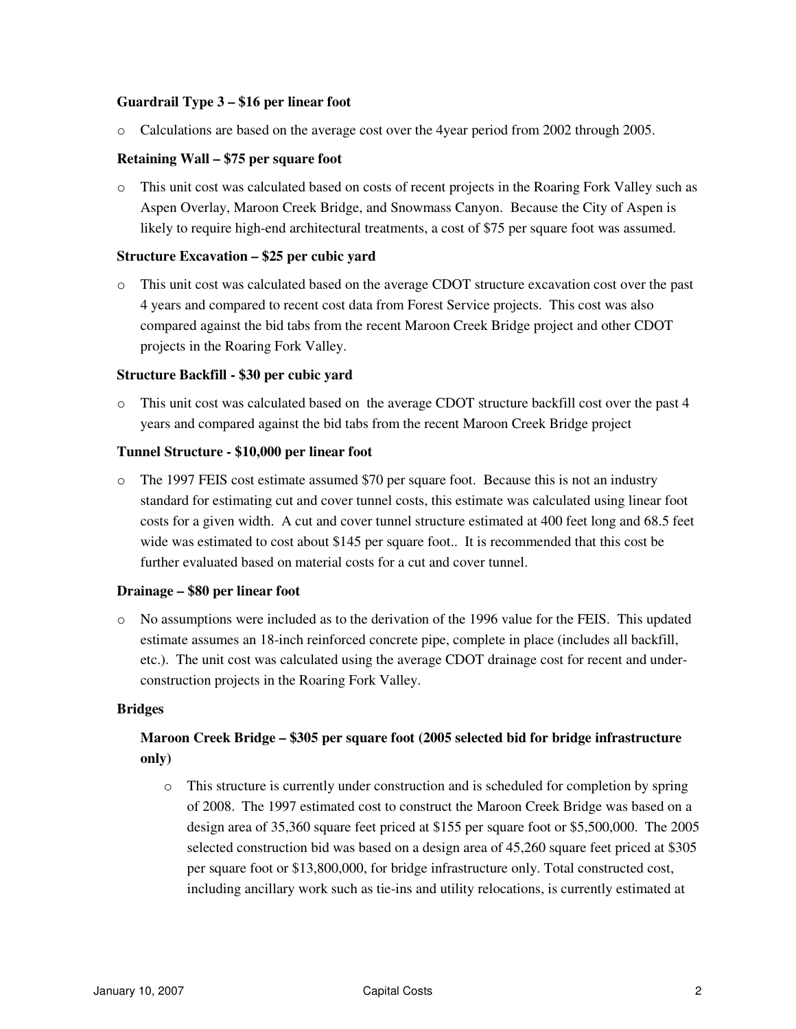**Guardrail Type 3 – $16 per linear foot**

- Calculations are based on the average cost over the 4year period from 2002 through 2005.

**Retaining Wall – $75 per square foot**

- This unit cost was calculated based on costs of recent projects in the Roaring Fork Valley such as Aspen Overlay, Maroon Creek Bridge, and Snowmass Canyon. Because the City of Aspen is likely to require high-end architectural treatments, a cost of $75 per square foot was assumed.

**Structure Excavation – $25 per cubic yard**

- This unit cost was calculated based on the average CDOT structure excavation cost over the past 4 years and compared to recent cost data from Forest Service projects. This cost was also compared against the bid tabs from the recent Maroon Creek Bridge project and other CDOT projects in the Roaring Fork Valley.

**Structure Backfill - $30 per cubic yard**

- This unit cost was calculated based on the average CDOT structure backfill cost over the past 4 years and compared against the bid tabs from the recent Maroon Creek Bridge project

**Tunnel Structure - $10,000 per linear foot**

- The 1997 FEIS cost estimate assumed $70 per square foot. Because this is not an industry standard for estimating cut and cover tunnel costs, this estimate was calculated using linear foot costs for a given width. A cut and cover tunnel structure estimated at 400 feet long and 68.5 feet wide was estimated to cost about $145 per square foot.. It is recommended that this cost be further evaluated based on material costs for a cut and cover tunnel.

**Drainage – $80 per linear foot**

- No assumptions were included as to the derivation of the 1996 value for the FEIS. This updated estimate assumes an 18-inch reinforced concrete pipe, complete in place (includes all backfill, etc.). The unit cost was calculated using the average CDOT drainage cost for recent and under-construction projects in the Roaring Fork Valley.

**Bridges**

**Maroon Creek Bridge – $305 per square foot (2005 selected bid for bridge infrastructure only)**

- This structure is currently under construction and is scheduled for completion by spring of 2008. The 1997 estimated cost to construct the Maroon Creek Bridge was based on a design area of 35,360 square feet priced at $155 per square foot or $5,500,000. The 2005 selected construction bid was based on a design area of 45,260 square feet priced at $305 per square foot or $13,800,000, for bridge infrastructure only. Total constructed cost, including ancillary work such as tie-ins and utility relocations, is currently estimated at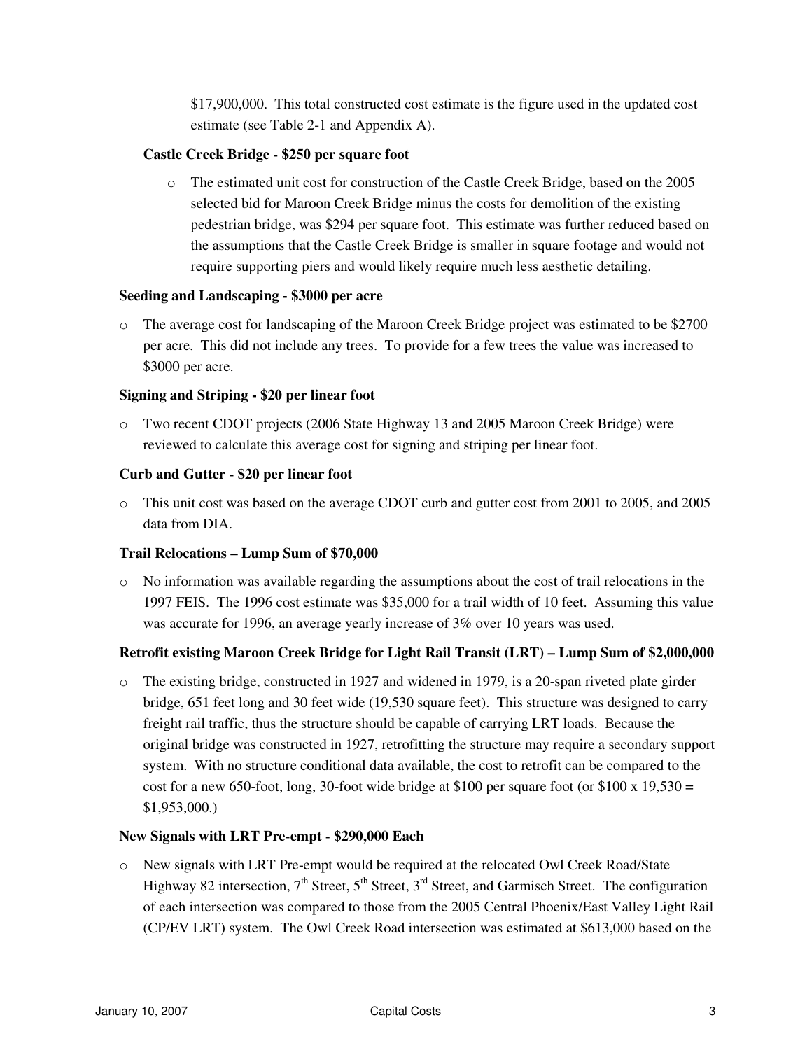$17,900,000. This total constructed cost estimate is the figure used in the updated cost estimate (see Table 2-1 and Appendix A).

**Castle Creek Bridge - $250 per square foot**

- The estimated unit cost for construction of the Castle Creek Bridge, based on the 2005 selected bid for Maroon Creek Bridge minus the costs for demolition of the existing pedestrian bridge, was $294 per square foot. This estimate was further reduced based on the assumptions that the Castle Creek Bridge is smaller in square footage and would not require supporting piers and would likely require much less aesthetic detailing.

**Seeding and Landscaping - $3000 per acre**

- The average cost for landscaping of the Maroon Creek Bridge project was estimated to be $2700 per acre. This did not include any trees. To provide for a few trees the value was increased to $3000 per acre.

**Signing and Striping - $20 per linear foot**

- Two recent CDOT projects (2006 State Highway 13 and 2005 Maroon Creek Bridge) were reviewed to calculate this average cost for signing and striping per linear foot.

**Curb and Gutter - $20 per linear foot**

- This unit cost was based on the average CDOT curb and gutter cost from 2001 to 2005, and 2005 data from DIA.

**Trail Relocations – Lump Sum of $70,000**

- No information was available regarding the assumptions about the cost of trail relocations in the 1997 FEIS. The 1996 cost estimate was $35,000 for a trail width of 10 feet. Assuming this value was accurate for 1996, an average yearly increase of 3% over 10 years was used.

**Retrofit existing Maroon Creek Bridge for Light Rail Transit (LRT) – Lump Sum of $2,000,000**

- The existing bridge, constructed in 1927 and widened in 1979, is a 20-span riveted plate girder bridge, 651 feet long and 30 feet wide (19,530 square feet). This structure was designed to carry freight rail traffic, thus the structure should be capable of carrying LRT loads. Because the original bridge was constructed in 1927, retrofitting the structure may require a secondary support system. With no structure conditional data available, the cost to retrofit can be compared to the cost for a new 650-foot, long, 30-foot wide bridge at $100 per square foot (or $100 x 19,530 = $1,953,000.)

**New Signals with LRT Pre-empt - $290,000 Each**

- New signals with LRT Pre-empt would be required at the relocated Owl Creek Road/State Highway 82 intersection, 7th Street, 5th Street, 3rd Street, and Garmisch Street. The configuration of each intersection was compared to those from the 2005 Central Phoenix/East Valley Light Rail (CP/EV LRT) system. The Owl Creek Road intersection was estimated at $613,000 based on the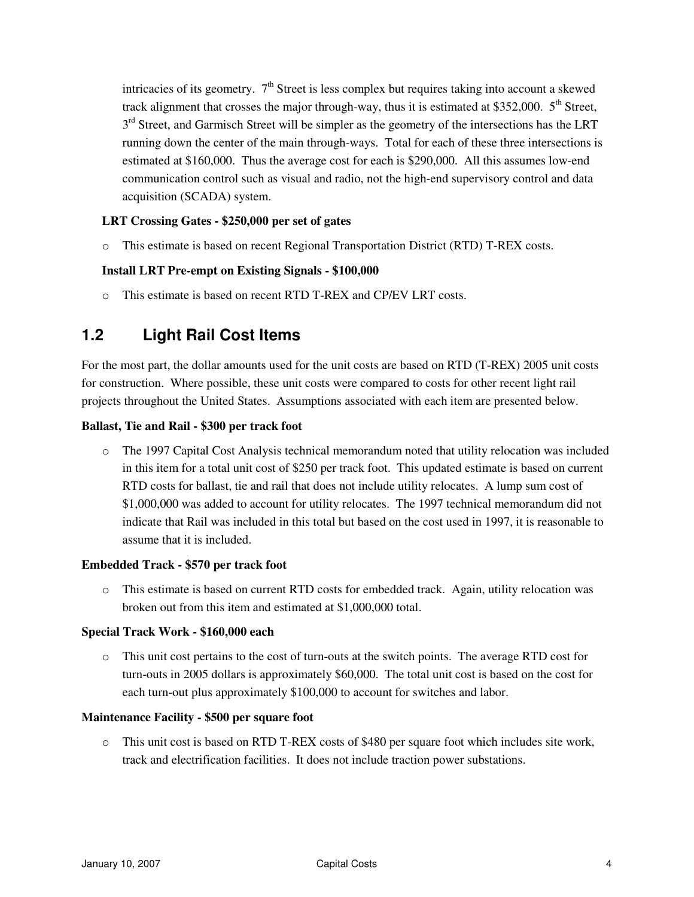intricacies of its geometry. 7th Street is less complex but requires taking into account a skewed track alignment that crosses the major through-way, thus it is estimated at $352,000. 5th Street, 3rd Street, and Garmisch Street will be simpler as the geometry of the intersections has the LRT running down the center of the main through-ways. Total for each of these three intersections is estimated at $160,000. Thus the average cost for each is $290,000. All this assumes low-end communication control such as visual and radio, not the high-end supervisory control and data acquisition (SCADA) system.

**LRT Crossing Gates - $250,000 per set of gates**

- This estimate is based on recent Regional Transportation District (RTD) T-REX costs.

**Install LRT Pre-empt on Existing Signals - $100,000**

- This estimate is based on recent RTD T-REX and CP/EV LRT costs.

## 1.2 Light Rail Cost Items

For the most part, the dollar amounts used for the unit costs are based on RTD (T-REX) 2005 unit costs for construction. Where possible, these unit costs were compared to costs for other recent light rail projects throughout the United States. Assumptions associated with each item are presented below.

**Ballast, Tie and Rail - $300 per track foot**

- The 1997 Capital Cost Analysis technical memorandum noted that utility relocation was included in this item for a total unit cost of $250 per track foot. This updated estimate is based on current RTD costs for ballast, tie and rail that does not include utility relocates. A lump sum cost of $1,000,000 was added to account for utility relocates. The 1997 technical memorandum did not indicate that Rail was included in this total but based on the cost used in 1997, it is reasonable to assume that it is included.

**Embedded Track - $570 per track foot**

- This estimate is based on current RTD costs for embedded track. Again, utility relocation was broken out from this item and estimated at $1,000,000 total.

**Special Track Work - $160,000 each**

- This unit cost pertains to the cost of turn-outs at the switch points. The average RTD cost for turn-outs in 2005 dollars is approximately $60,000. The total unit cost is based on the cost for each turn-out plus approximately $100,000 to account for switches and labor.

**Maintenance Facility - $500 per square foot**

- This unit cost is based on RTD T-REX costs of $480 per square foot which includes site work, track and electrification facilities. It does not include traction power substations.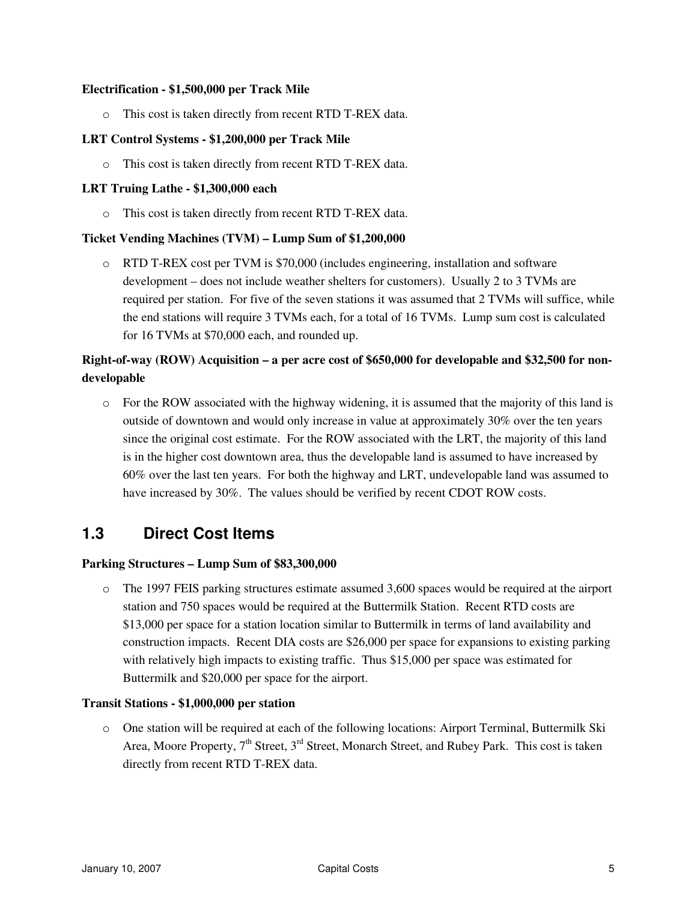**Electrification - $1,500,000 per Track Mile**

- This cost is taken directly from recent RTD T-REX data.

**LRT Control Systems - $1,200,000 per Track Mile**

- This cost is taken directly from recent RTD T-REX data.

**LRT Truing Lathe - $1,300,000 each**

- This cost is taken directly from recent RTD T-REX data.

**Ticket Vending Machines (TVM) – Lump Sum of $1,200,000**

- RTD T-REX cost per TVM is $70,000 (includes engineering, installation and software development – does not include weather shelters for customers). Usually 2 to 3 TVMs are required per station. For five of the seven stations it was assumed that 2 TVMs will suffice, while the end stations will require 3 TVMs each, for a total of 16 TVMs. Lump sum cost is calculated for 16 TVMs at $70,000 each, and rounded up.

**Right-of-way (ROW) Acquisition – a per acre cost of $650,000 for developable and $32,500 for non-developable**

- For the ROW associated with the highway widening, it is assumed that the majority of this land is outside of downtown and would only increase in value at approximately 30% over the ten years since the original cost estimate. For the ROW associated with the LRT, the majority of this land is in the higher cost downtown area, thus the developable land is assumed to have increased by 60% over the last ten years. For both the highway and LRT, undevelopable land was assumed to have increased by 30%. The values should be verified by recent CDOT ROW costs.

## 1.3 Direct Cost Items

**Parking Structures – Lump Sum of $83,300,000**

- The 1997 FEIS parking structures estimate assumed 3,600 spaces would be required at the airport station and 750 spaces would be required at the Buttermilk Station. Recent RTD costs are $13,000 per space for a station location similar to Buttermilk in terms of land availability and construction impacts. Recent DIA costs are $26,000 per space for expansions to existing parking with relatively high impacts to existing traffic. Thus $15,000 per space was estimated for Buttermilk and $20,000 per space for the airport.

**Transit Stations - $1,000,000 per station**

- One station will be required at each of the following locations: Airport Terminal, Buttermilk Ski Area, Moore Property, 7th Street, 3rd Street, Monarch Street, and Rubey Park. This cost is taken directly from recent RTD T-REX data.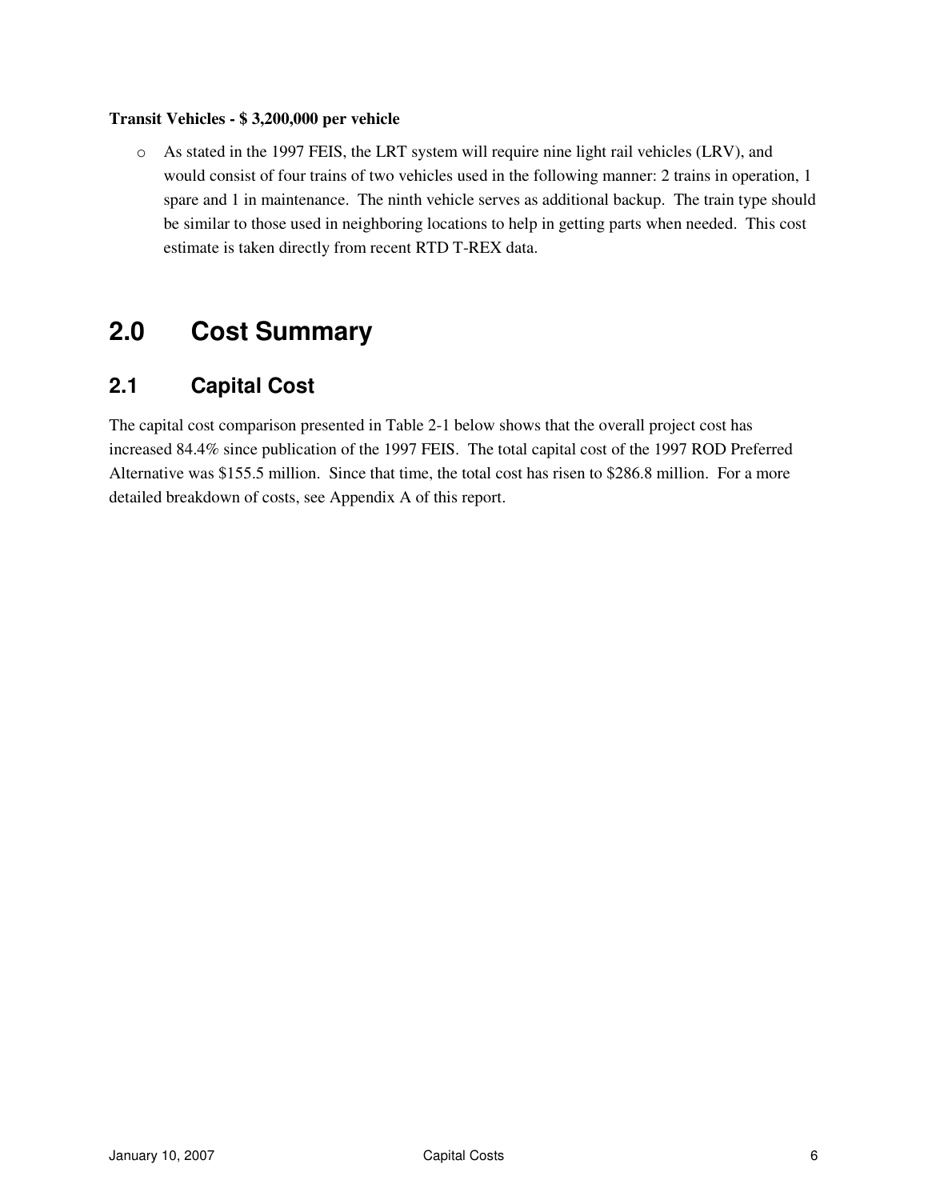**Transit Vehicles - $ 3,200,000 per vehicle**

- As stated in the 1997 FEIS, the LRT system will require nine light rail vehicles (LRV), and would consist of four trains of two vehicles used in the following manner: 2 trains in operation, 1 spare and 1 in maintenance. The ninth vehicle serves as additional backup. The train type should be similar to those used in neighboring locations to help in getting parts when needed. This cost estimate is taken directly from recent RTD T-REX data.

# 2.0 Cost Summary

## 2.1 Capital Cost

The capital cost comparison presented in Table 2-1 below shows that the overall project cost has increased 84.4% since publication of the 1997 FEIS. The total capital cost of the 1997 ROD Preferred Alternative was $155.5 million. Since that time, the total cost has risen to $286.8 million. For a more detailed breakdown of costs, see Appendix A of this report.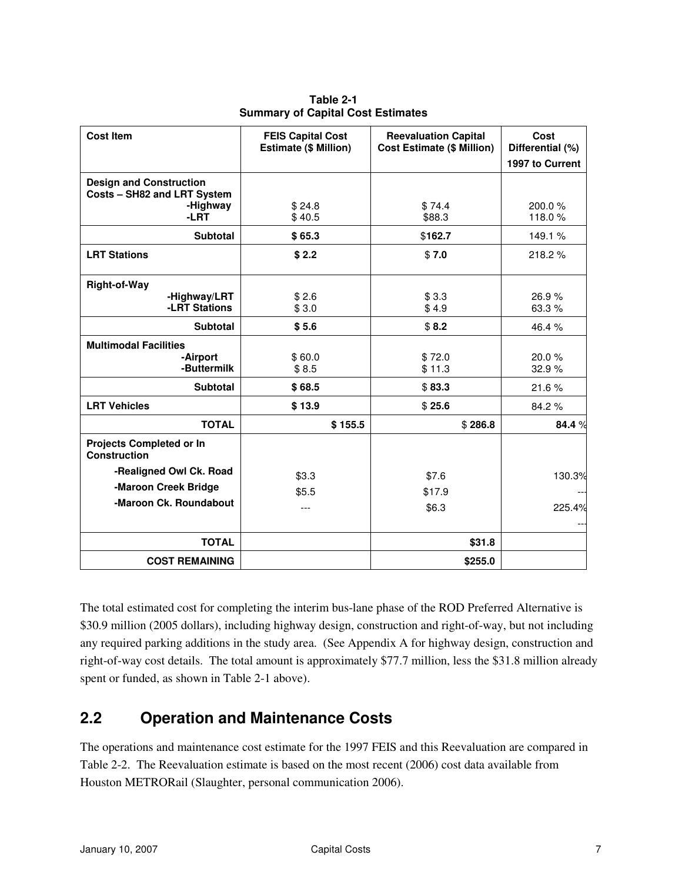**Table 2-1**
**Summary of Capital Cost Estimates**

| Cost Item | FEIS Capital Cost Estimate ($ Million) | Reevaluation Capital Cost Estimate ($ Million) | Cost Differential (%) 1997 to Current |
|---|---|---|---|
| **Design and Construction Costs – SH82 and LRT System** | | | |
| **-Highway** | $ 24.8 | $ 74.4 | 200.0 % |
| **-LRT** | $ 40.5 | $88.3 | 118.0 % |
| **Subtotal** | **$ 65.3** | $**162.7** | 149.1 % |
| **LRT Stations** | **$ 2.2** | $ **7.0** | 218.2 % |
| **Right-of-Way** | | | |
| **-Highway/LRT** | $ 2.6 | $ 3.3 | 26.9 % |
| **-LRT Stations** | $ 3.0 | $ 4.9 | 63.3 % |
| **Subtotal** | **$ 5.6** | $ **8.2** | 46.4 % |
| **Multimodal Facilities** | | | |
| **-Airport** | $ 60.0 | $ 72.0 | 20.0 % |
| **-Buttermilk** | $ 8.5 | $ 11.3 | 32.9 % |
| **Subtotal** | **$ 68.5** | $ **83.3** | 21.6 % |
| **LRT Vehicles** | **$ 13.9** | $ **25.6** | 84.2 % |
| **TOTAL** | **$ 155.5** | $ **286.8** | **84.4** % |
| **Projects Completed or In Construction** | | | |
| **-Realigned Owl Ck. Road** | $3.3 | $7.6 | 130.3% |
| **-Maroon Creek Bridge** | $5.5 | $17.9 | --- |
| **-Maroon Ck. Roundabout** | --- | $6.3 | 225.4% |
| | | | --- |
| **TOTAL** | | **$31.8** | |
| **COST REMAINING** | | **$255.0** | |

The total estimated cost for completing the interim bus-lane phase of the ROD Preferred Alternative is $30.9 million (2005 dollars), including highway design, construction and right-of-way, but not including any required parking additions in the study area. (See Appendix A for highway design, construction and right-of-way cost details. The total amount is approximately $77.7 million, less the $31.8 million already spent or funded, as shown in Table 2-1 above).

## 2.2 Operation and Maintenance Costs

The operations and maintenance cost estimate for the 1997 FEIS and this Reevaluation are compared in Table 2-2. The Reevaluation estimate is based on the most recent (2006) cost data available from Houston METRORail (Slaughter, personal communication 2006).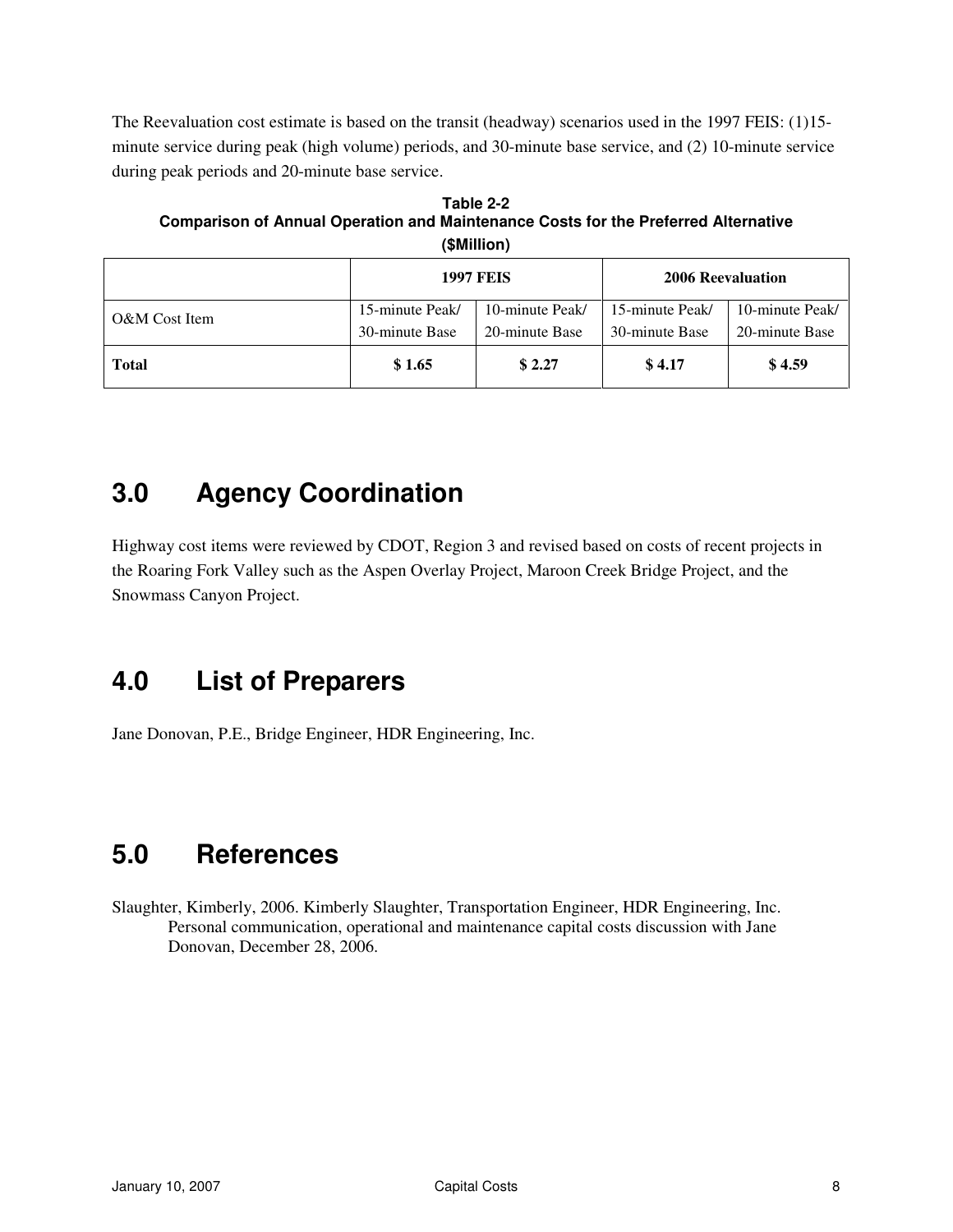The Reevaluation cost estimate is based on the transit (headway) scenarios used in the 1997 FEIS: (1)15-minute service during peak (high volume) periods, and 30-minute base service, and (2) 10-minute service during peak periods and 20-minute base service.

**Table 2-2**
**Comparison of Annual Operation and Maintenance Costs for the Preferred Alternative**
**($Million)**

| | 1997 FEIS | | 2006 Reevaluation | |
|---|---|---|---|---|
| O&M Cost Item | 15-minute Peak/ 30-minute Base | 10-minute Peak/ 20-minute Base | 15-minute Peak/ 30-minute Base | 10-minute Peak/ 20-minute Base |
| **Total** | **$ 1.65** | **$ 2.27** | **$ 4.17** | **$ 4.59** |

# 3.0 Agency Coordination

Highway cost items were reviewed by CDOT, Region 3 and revised based on costs of recent projects in the Roaring Fork Valley such as the Aspen Overlay Project, Maroon Creek Bridge Project, and the Snowmass Canyon Project.

# 4.0 List of Preparers

Jane Donovan, P.E., Bridge Engineer, HDR Engineering, Inc.

# 5.0 References

Slaughter, Kimberly, 2006. Kimberly Slaughter, Transportation Engineer, HDR Engineering, Inc. Personal communication, operational and maintenance capital costs discussion with Jane Donovan, December 28, 2006.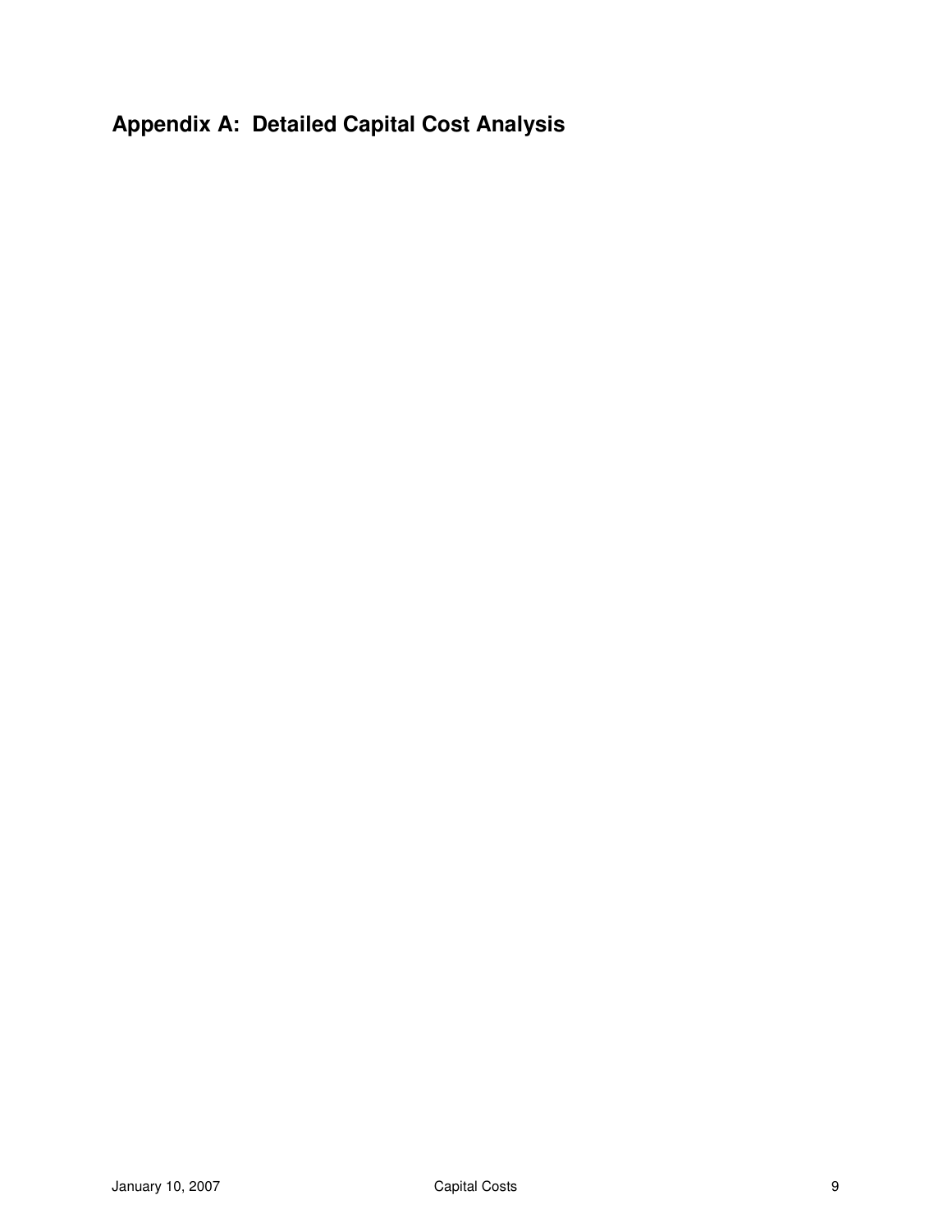# Appendix A: Detailed Capital Cost Analysis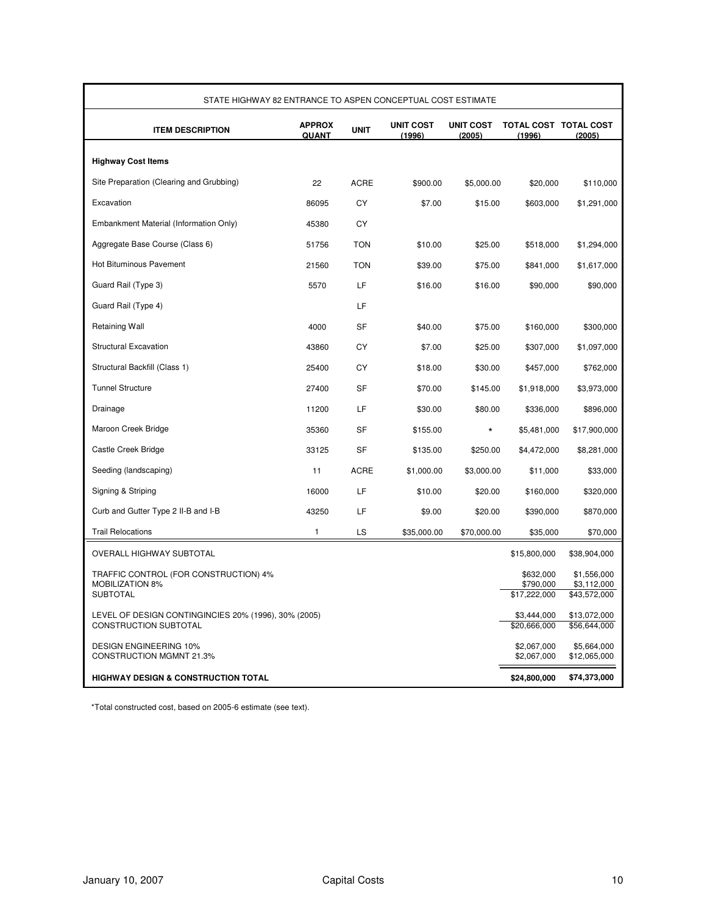| STATE HIGHWAY 82 ENTRANCE TO ASPEN CONCEPTUAL COST ESTIMATE | | | | | | |
|---|---|---|---|---|---|---|
| **ITEM DESCRIPTION** | **APPROX QUANT** | **UNIT** | **UNIT COST (1996)** | **UNIT COST (2005)** | **TOTAL COST (1996)** | **TOTAL COST (2005)** |
| **Highway Cost Items** | | | | | | |
| Site Preparation (Clearing and Grubbing) | 22 | ACRE | $900.00 | $5,000.00 | $20,000 | $110,000 |
| Excavation | 86095 | CY | $7.00 | $15.00 | $603,000 | $1,291,000 |
| Embankment Material (Information Only) | 45380 | CY | | | | |
| Aggregate Base Course (Class 6) | 51756 | TON | $10.00 | $25.00 | $518,000 | $1,294,000 |
| Hot Bituminous Pavement | 21560 | TON | $39.00 | $75.00 | $841,000 | $1,617,000 |
| Guard Rail (Type 3) | 5570 | LF | $16.00 | $16.00 | $90,000 | $90,000 |
| Guard Rail (Type 4) | | LF | | | | |
| Retaining Wall | 4000 | SF | $40.00 | $75.00 | $160,000 | $300,000 |
| Structural Excavation | 43860 | CY | $7.00 | $25.00 | $307,000 | $1,097,000 |
| Structural Backfill (Class 1) | 25400 | CY | $18.00 | $30.00 | $457,000 | $762,000 |
| Tunnel Structure | 27400 | SF | $70.00 | $145.00 | $1,918,000 | $3,973,000 |
| Drainage | 11200 | LF | $30.00 | $80.00 | $336,000 | $896,000 |
| Maroon Creek Bridge | 35360 | SF | $155.00 | * | $5,481,000 | $17,900,000 |
| Castle Creek Bridge | 33125 | SF | $135.00 | $250.00 | $4,472,000 | $8,281,000 |
| Seeding (landscaping) | 11 | ACRE | $1,000.00 | $3,000.00 | $11,000 | $33,000 |
| Signing & Striping | 16000 | LF | $10.00 | $20.00 | $160,000 | $320,000 |
| Curb and Gutter Type 2 II-B and I-B | 43250 | LF | $9.00 | $20.00 | $390,000 | $870,000 |
| Trail Relocations | 1 | LS | $35,000.00 | $70,000.00 | $35,000 | $70,000 |
| OVERALL HIGHWAY SUBTOTAL | | | | | $15,800,000 | $38,904,000 |
| TRAFFIC CONTROL (FOR CONSTRUCTION) 4% | | | | | $632,000 | $1,556,000 |
| MOBILIZATION 8% | | | | | $790,000 | $3,112,000 |
| SUBTOTAL | | | | | $17,222,000 | $43,572,000 |
| LEVEL OF DESIGN CONTINGINCIES 20% (1996), 30% (2005) | | | | | $3,444,000 | $13,072,000 |
| CONSTRUCTION SUBTOTAL | | | | | $20,666,000 | $56,644,000 |
| DESIGN ENGINEERING 10% | | | | | $2,067,000 | $5,664,000 |
| CONSTRUCTION MGMNT 21.3% | | | | | $2,067,000 | $12,065,000 |
| **HIGHWAY DESIGN & CONSTRUCTION TOTAL** | | | | | **$24,800,000** | **$74,373,000** |

*Total constructed cost, based on 2005-6 estimate (see text).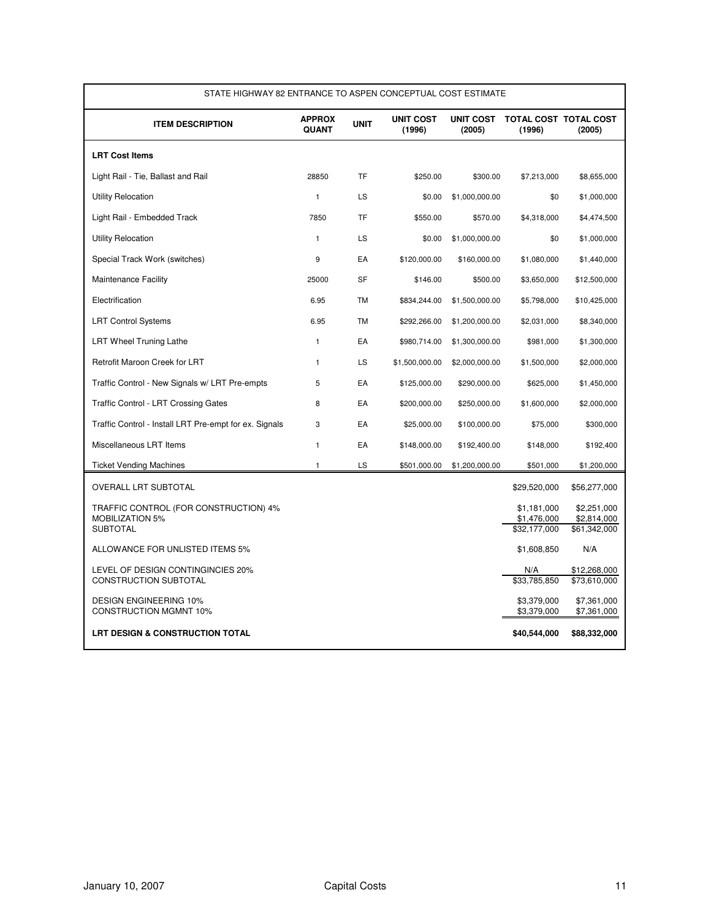| STATE HIGHWAY 82 ENTRANCE TO ASPEN CONCEPTUAL COST ESTIMATE | | | | | | |
|---|---|---|---|---|---|---|
| **ITEM DESCRIPTION** | **APPROX QUANT** | **UNIT** | **UNIT COST (1996)** | **UNIT COST (2005)** | **TOTAL COST (1996)** | **TOTAL COST (2005)** |
| **LRT Cost Items** | | | | | | |
| Light Rail - Tie, Ballast and Rail | 28850 | TF | $250.00 | $300.00 | $7,213,000 | $8,655,000 |
| Utility Relocation | 1 | LS | $0.00 | $1,000,000.00 | $0 | $1,000,000 |
| Light Rail - Embedded Track | 7850 | TF | $550.00 | $570.00 | $4,318,000 | $4,474,500 |
| Utility Relocation | 1 | LS | $0.00 | $1,000,000.00 | $0 | $1,000,000 |
| Special Track Work (switches) | 9 | EA | $120,000.00 | $160,000.00 | $1,080,000 | $1,440,000 |
| Maintenance Facility | 25000 | SF | $146.00 | $500.00 | $3,650,000 | $12,500,000 |
| Electrification | 6.95 | TM | $834,244.00 | $1,500,000.00 | $5,798,000 | $10,425,000 |
| LRT Control Systems | 6.95 | TM | $292,266.00 | $1,200,000.00 | $2,031,000 | $8,340,000 |
| LRT Wheel Truning Lathe | 1 | EA | $980,714.00 | $1,300,000.00 | $981,000 | $1,300,000 |
| Retrofit Maroon Creek for LRT | 1 | LS | $1,500,000.00 | $2,000,000.00 | $1,500,000 | $2,000,000 |
| Traffic Control - New Signals w/ LRT Pre-empts | 5 | EA | $125,000.00 | $290,000.00 | $625,000 | $1,450,000 |
| Traffic Control - LRT Crossing Gates | 8 | EA | $200,000.00 | $250,000.00 | $1,600,000 | $2,000,000 |
| Traffic Control - Install LRT Pre-empt for ex. Signals | 3 | EA | $25,000.00 | $100,000.00 | $75,000 | $300,000 |
| Miscellaneous LRT Items | 1 | EA | $148,000.00 | $192,400.00 | $148,000 | $192,400 |
| Ticket Vending Machines | 1 | LS | $501,000.00 | $1,200,000.00 | $501,000 | $1,200,000 |
| OVERALL LRT SUBTOTAL | | | | | $29,520,000 | $56,277,000 |
| TRAFFIC CONTROL (FOR CONSTRUCTION) 4% | | | | | $1,181,000 | $2,251,000 |
| MOBILIZATION 5% | | | | | $1,476,000 | $2,814,000 |
| SUBTOTAL | | | | | $32,177,000 | $61,342,000 |
| ALLOWANCE FOR UNLISTED ITEMS 5% | | | | | $1,608,850 | N/A |
| LEVEL OF DESIGN CONTINGINCIES 20% | | | | | N/A | $12,268,000 |
| CONSTRUCTION SUBTOTAL | | | | | $33,785,850 | $73,610,000 |
| DESIGN ENGINEERING 10% | | | | | $3,379,000 | $7,361,000 |
| CONSTRUCTION MGMNT 10% | | | | | $3,379,000 | $7,361,000 |
| **LRT DESIGN & CONSTRUCTION TOTAL** | | | | | **$40,544,000** | **$88,332,000** |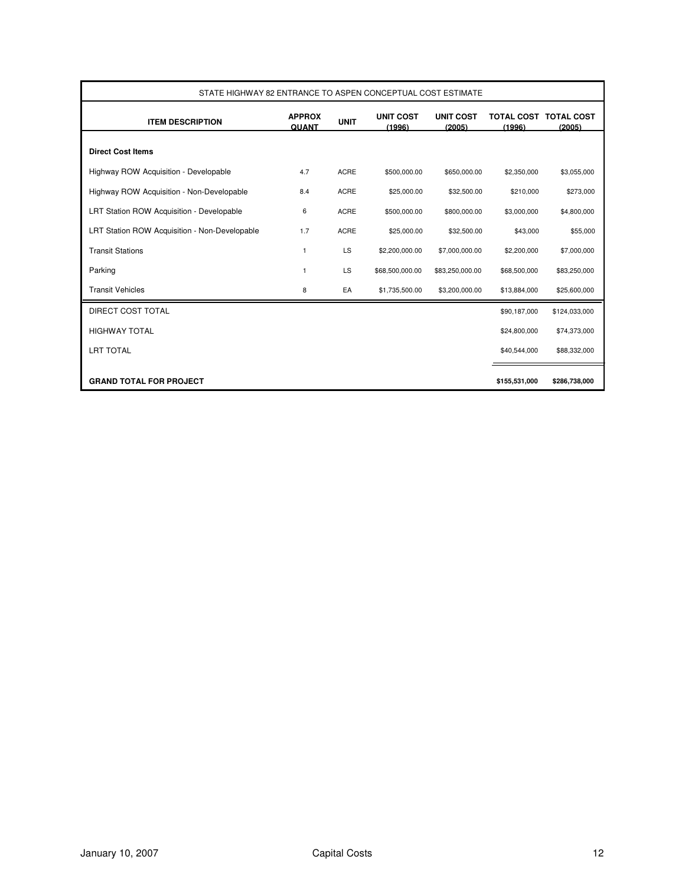| STATE HIGHWAY 82 ENTRANCE TO ASPEN CONCEPTUAL COST ESTIMATE | | | | | | |
|---|---|---|---|---|---|---|
| **ITEM DESCRIPTION** | **APPROX QUANT** | **UNIT** | **UNIT COST (1996)** | **UNIT COST (2005)** | **TOTAL COST (1996)** | **TOTAL COST (2005)** |
| **Direct Cost Items** | | | | | | |
| Highway ROW Acquisition - Developable | 4.7 | ACRE | $500,000.00 | $650,000.00 | $2,350,000 | $3,055,000 |
| Highway ROW Acquisition - Non-Developable | 8.4 | ACRE | $25,000.00 | $32,500.00 | $210,000 | $273,000 |
| LRT Station ROW Acquisition - Developable | 6 | ACRE | $500,000.00 | $800,000.00 | $3,000,000 | $4,800,000 |
| LRT Station ROW Acquisition - Non-Developable | 1.7 | ACRE | $25,000.00 | $32,500.00 | $43,000 | $55,000 |
| Transit Stations | 1 | LS | $2,200,000.00 | $7,000,000.00 | $2,200,000 | $7,000,000 |
| Parking | 1 | LS | $68,500,000.00 | $83,250,000.00 | $68,500,000 | $83,250,000 |
| Transit Vehicles | 8 | EA | $1,735,500.00 | $3,200,000.00 | $13,884,000 | $25,600,000 |
| DIRECT COST TOTAL | | | | | $90,187,000 | $124,033,000 |
| HIGHWAY TOTAL | | | | | $24,800,000 | $74,373,000 |
| LRT TOTAL | | | | | $40,544,000 | $88,332,000 |
| **GRAND TOTAL FOR PROJECT** | | | | | **$155,531,000** | **$286,738,000** |